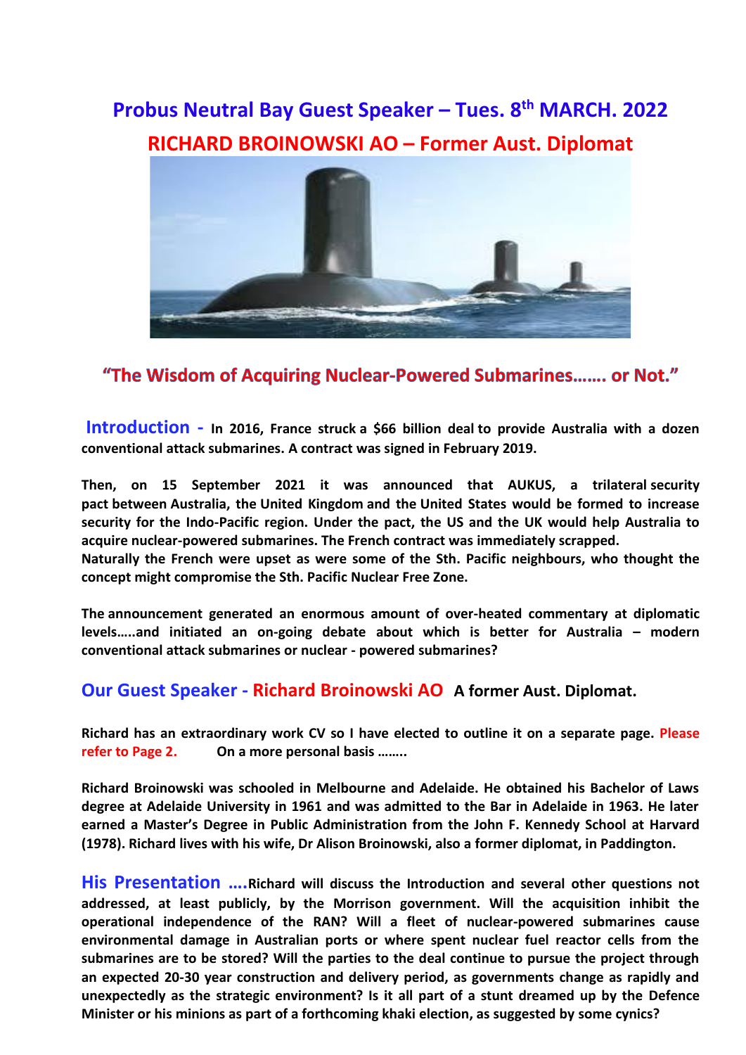# Probus Neutral Bay Guest Speaker – Tues. 8th MARCH. 2022

## RICHARD BROINOWSKI AO – Former Aust. Diplomat

### "The Wisdom of Acquiring Nuclear-Powered Submarines……. or Not."

**Introduction - In 2016, France struck a $66 billion deal to provide Australia with a dozen conventional attack submarines. A contract was signed in February 2019.**

**Then, on 15 September 2021 it was announced that AUKUS, a trilateral security pact between Australia, the United Kingdom and the United States would be formed to increase security for the Indo-Pacific region. Under the pact, the US and the UK would help Australia to acquire nuclear-powered submarines. The French contract was immediately scrapped.**
**Naturally the French were upset as were some of the Sth. Pacific neighbours, who thought the concept might compromise the Sth. Pacific Nuclear Free Zone.**

**The announcement generated an enormous amount of over-heated commentary at diplomatic levels…..and initiated an on-going debate about which is better for Australia – modern conventional attack submarines or nuclear - powered submarines?**

## Our Guest Speaker - Richard Broinowski AO **A former Aust. Diplomat.**

**Richard has an extraordinary work CV so I have elected to outline it on a separate page. Please refer to Page 2. On a more personal basis ……..**

**Richard Broinowski was schooled in Melbourne and Adelaide. He obtained his Bachelor of Laws degree at Adelaide University in 1961 and was admitted to the Bar in Adelaide in 1963. He later earned a Master's Degree in Public Administration from the John F. Kennedy School at Harvard (1978). Richard lives with his wife, Dr Alison Broinowski, also a former diplomat, in Paddington.**

**His Presentation ….Richard will discuss the Introduction and several other questions not addressed, at least publicly, by the Morrison government. Will the acquisition inhibit the operational independence of the RAN? Will a fleet of nuclear-powered submarines cause environmental damage in Australian ports or where spent nuclear fuel reactor cells from the submarines are to be stored? Will the parties to the deal continue to pursue the project through an expected 20-30 year construction and delivery period, as governments change as rapidly and unexpectedly as the strategic environment? Is it all part of a stunt dreamed up by the Defence Minister or his minions as part of a forthcoming khaki election, as suggested by some cynics?**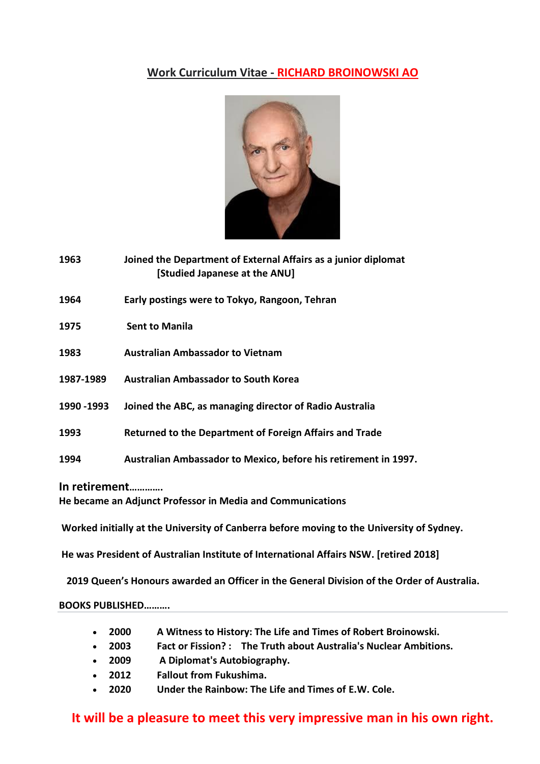# Work Curriculum Vitae - RICHARD BROINOWSKI AO

| | |
|---|---|
| **1963** | **Joined the Department of External Affairs as a junior diplomat [Studied Japanese at the ANU]** |
| **1964** | **Early postings were to Tokyo, Rangoon, Tehran** |
| **1975** | **Sent to Manila** |
| **1983** | **Australian Ambassador to Vietnam** |
| **1987-1989** | **Australian Ambassador to South Korea** |
| **1990 -1993** | **Joined the ABC, as managing director of Radio Australia** |
| **1993** | **Returned to the Department of Foreign Affairs and Trade** |
| **1994** | **Australian Ambassador to Mexico, before his retirement in 1997.** |

## In retirement…………

**He became an Adjunct Professor in Media and Communications**

**Worked initially at the University of Canberra before moving to the University of Sydney.**

**He was President of Australian Institute of International Affairs NSW. [retired 2018]**

**2019 Queen's Honours awarded an Officer in the General Division of the Order of Australia.**

**BOOKS PUBLISHED……...**

- **2000** **A Witness to History: The Life and Times of Robert Broinowski.**
- **2003** **Fact or Fission? : The Truth about Australia's Nuclear Ambitions.**
- **2009** **A Diplomat's Autobiography.**
- **2012** **Fallout from Fukushima.**
- **2020** **Under the Rainbow: The Life and Times of E.W. Cole.**

**It will be a pleasure to meet this very impressive man in his own right.**